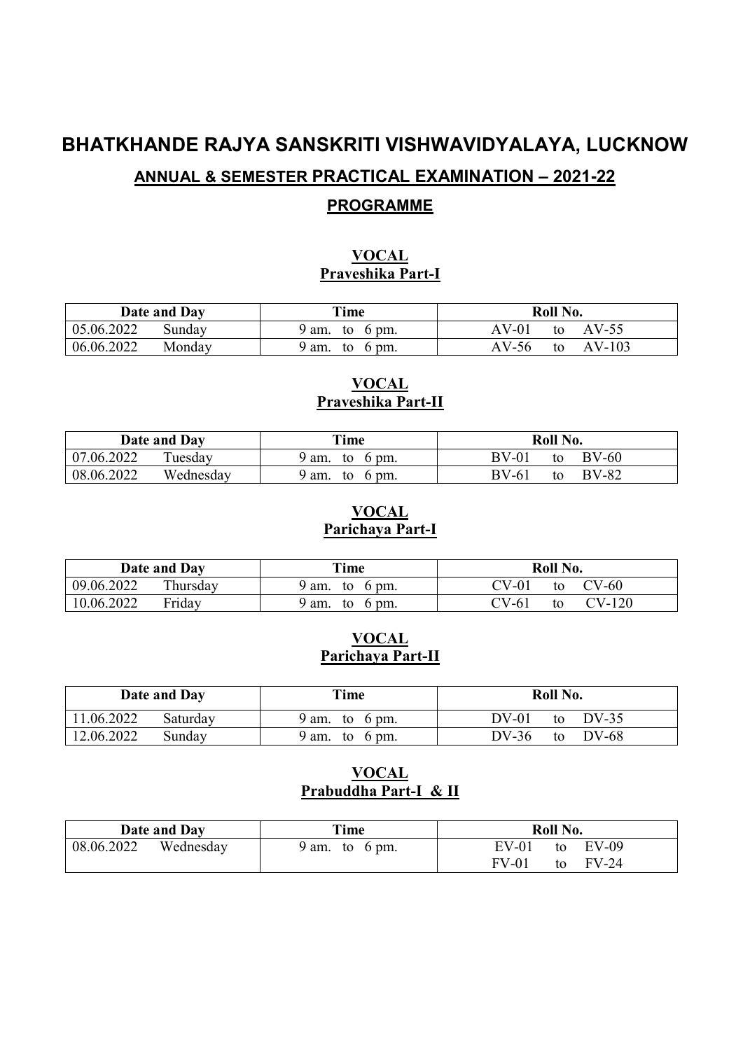# BHATKHANDE RAJYA SANSKRITI VISHWAVIDYALAYA, LUCKNOW

## ANNUAL & SEMESTER PRACTICAL EXAMINATION – 2021-22

### PROGRAMME

**VOCAL**
**Praveshika Part-I**

| Date and Day | | Time | Roll No. |
|---|---|---|---|
| 05.06.2022 | Sunday | 9 am. to 6 pm. | AV-01 to AV-55 |
| 06.06.2022 | Monday | 9 am. to 6 pm. | AV-56 to AV-103 |

**VOCAL**
**Praveshika Part-II**

| Date and Day | | Time | Roll No. |
|---|---|---|---|
| 07.06.2022 | Tuesday | 9 am. to 6 pm. | BV-01 to BV-60 |
| 08.06.2022 | Wednesday | 9 am. to 6 pm. | BV-61 to BV-82 |

**VOCAL**
**Parichaya Part-I**

| Date and Day | | Time | Roll No. |
|---|---|---|---|
| 09.06.2022 | Thursday | 9 am. to 6 pm. | CV-01 to CV-60 |
| 10.06.2022 | Friday | 9 am. to 6 pm. | CV-61 to CV-120 |

**VOCAL**
**Parichaya Part-II**

| Date and Day | | Time | Roll No. |
|---|---|---|---|
| 11.06.2022 | Saturday | 9 am. to 6 pm. | DV-01 to DV-35 |
| 12.06.2022 | Sunday | 9 am. to 6 pm. | DV-36 to DV-68 |

**VOCAL**
**Prabuddha Part-I & II**

| Date and Day | | Time | Roll No. |
|---|---|---|---|
| 08.06.2022 | Wednesday | 9 am. to 6 pm. | EV-01 to EV-09<br>FV-01 to FV-24 |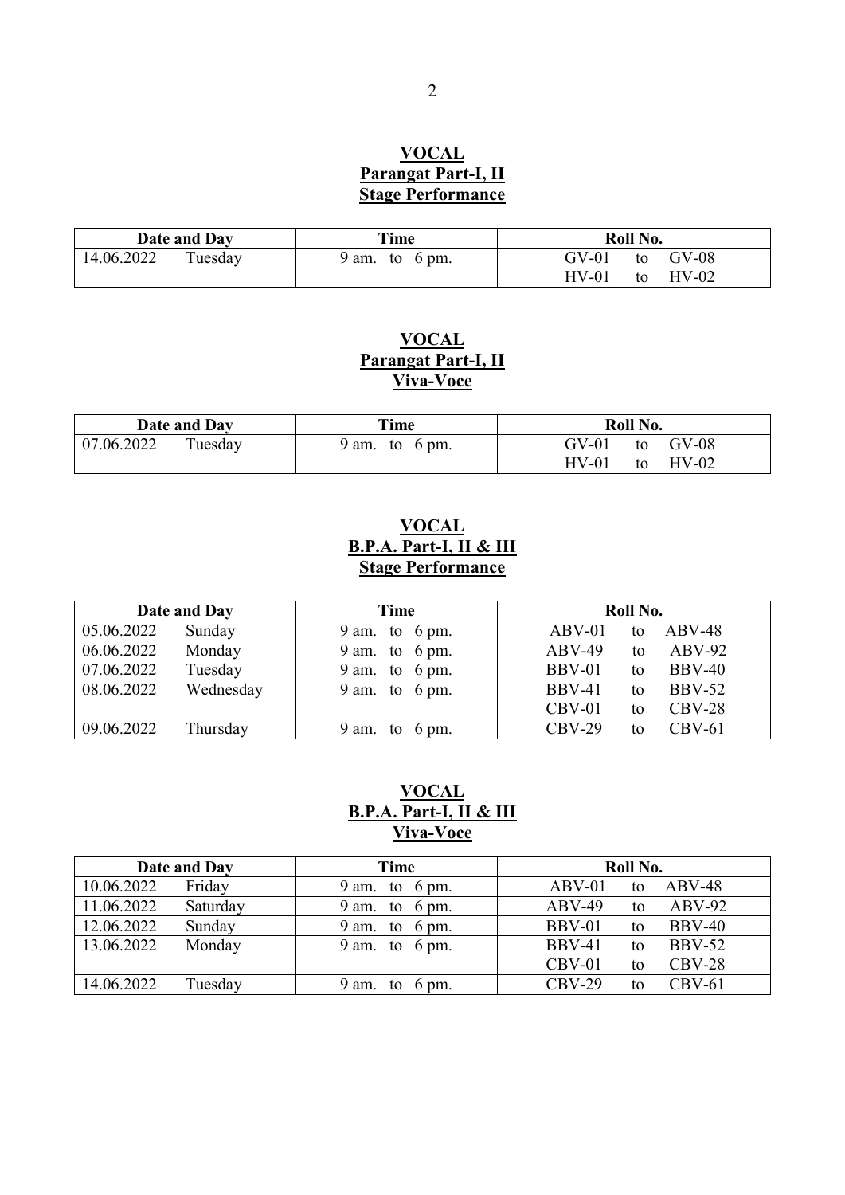## VOCAL
## Parangat Part-I, II
## Stage Performance

| Date and Day | | Time | Roll No. |
|---|---|---|---|
| 14.06.2022 | Tuesday | 9 am. to 6 pm. | GV-01 to GV-08<br>HV-01 to HV-02 |

## VOCAL
## Parangat Part-I, II
## Viva-Voce

| Date and Day | | Time | Roll No. |
|---|---|---|---|
| 07.06.2022 | Tuesday | 9 am. to 6 pm. | GV-01 to GV-08<br>HV-01 to HV-02 |

## VOCAL
## B.P.A. Part-I, II & III
## Stage Performance

| Date and Day | | Time | Roll No. |
|---|---|---|---|
| 05.06.2022 | Sunday | 9 am. to 6 pm. | ABV-01 to ABV-48 |
| 06.06.2022 | Monday | 9 am. to 6 pm. | ABV-49 to ABV-92 |
| 07.06.2022 | Tuesday | 9 am. to 6 pm. | BBV-01 to BBV-40 |
| 08.06.2022 | Wednesday | 9 am. to 6 pm. | BBV-41 to BBV-52<br>CBV-01 to CBV-28 |
| 09.06.2022 | Thursday | 9 am. to 6 pm. | CBV-29 to CBV-61 |

## VOCAL
## B.P.A. Part-I, II & III
## Viva-Voce

| Date and Day | | Time | Roll No. |
|---|---|---|---|
| 10.06.2022 | Friday | 9 am. to 6 pm. | ABV-01 to ABV-48 |
| 11.06.2022 | Saturday | 9 am. to 6 pm. | ABV-49 to ABV-92 |
| 12.06.2022 | Sunday | 9 am. to 6 pm. | BBV-01 to BBV-40 |
| 13.06.2022 | Monday | 9 am. to 6 pm. | BBV-41 to BBV-52<br>CBV-01 to CBV-28 |
| 14.06.2022 | Tuesday | 9 am. to 6 pm. | CBV-29 to CBV-61 |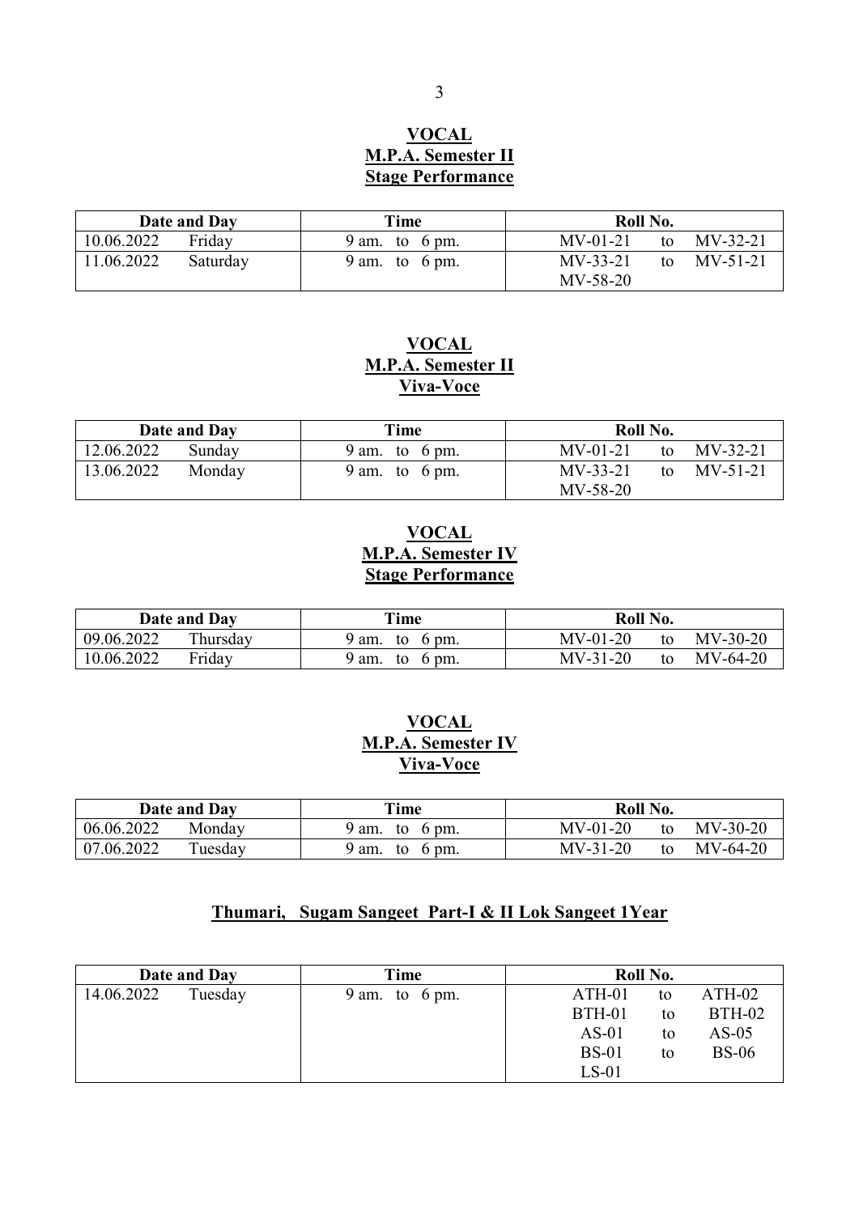## VOCAL
## M.P.A. Semester II
## Stage Performance

| Date and Day | | Time | Roll No. | | |
|---|---|---|---|---|---|
| 10.06.2022 | Friday | 9 am. to 6 pm. | MV-01-21 | to | MV-32-21 |
| 11.06.2022 | Saturday | 9 am. to 6 pm. | MV-33-21<br>MV-58-20 | to | MV-51-21 |

## VOCAL
## M.P.A. Semester II
## Viva-Voce

| Date and Day | | Time | Roll No. | | |
|---|---|---|---|---|---|
| 12.06.2022 | Sunday | 9 am. to 6 pm. | MV-01-21 | to | MV-32-21 |
| 13.06.2022 | Monday | 9 am. to 6 pm. | MV-33-21<br>MV-58-20 | to | MV-51-21 |

## VOCAL
## M.P.A. Semester IV
## Stage Performance

| Date and Day | | Time | Roll No. | | |
|---|---|---|---|---|---|
| 09.06.2022 | Thursday | 9 am. to 6 pm. | MV-01-20 | to | MV-30-20 |
| 10.06.2022 | Friday | 9 am. to 6 pm. | MV-31-20 | to | MV-64-20 |

## VOCAL
## M.P.A. Semester IV
## Viva-Voce

| Date and Day | | Time | Roll No. | | |
|---|---|---|---|---|---|
| 06.06.2022 | Monday | 9 am. to 6 pm. | MV-01-20 | to | MV-30-20 |
| 07.06.2022 | Tuesday | 9 am. to 6 pm. | MV-31-20 | to | MV-64-20 |

## Thumari, Sugam Sangeet Part-I & II Lok Sangeet 1Year

| Date and Day | | Time | Roll No. | | |
|---|---|---|---|---|---|
| 14.06.2022 | Tuesday | 9 am. to 6 pm. | ATH-01 | to | ATH-02 |
| | | | BTH-01 | to | BTH-02 |
| | | | AS-01 | to | AS-05 |
| | | | BS-01 | to | BS-06 |
| | | | LS-01 | | |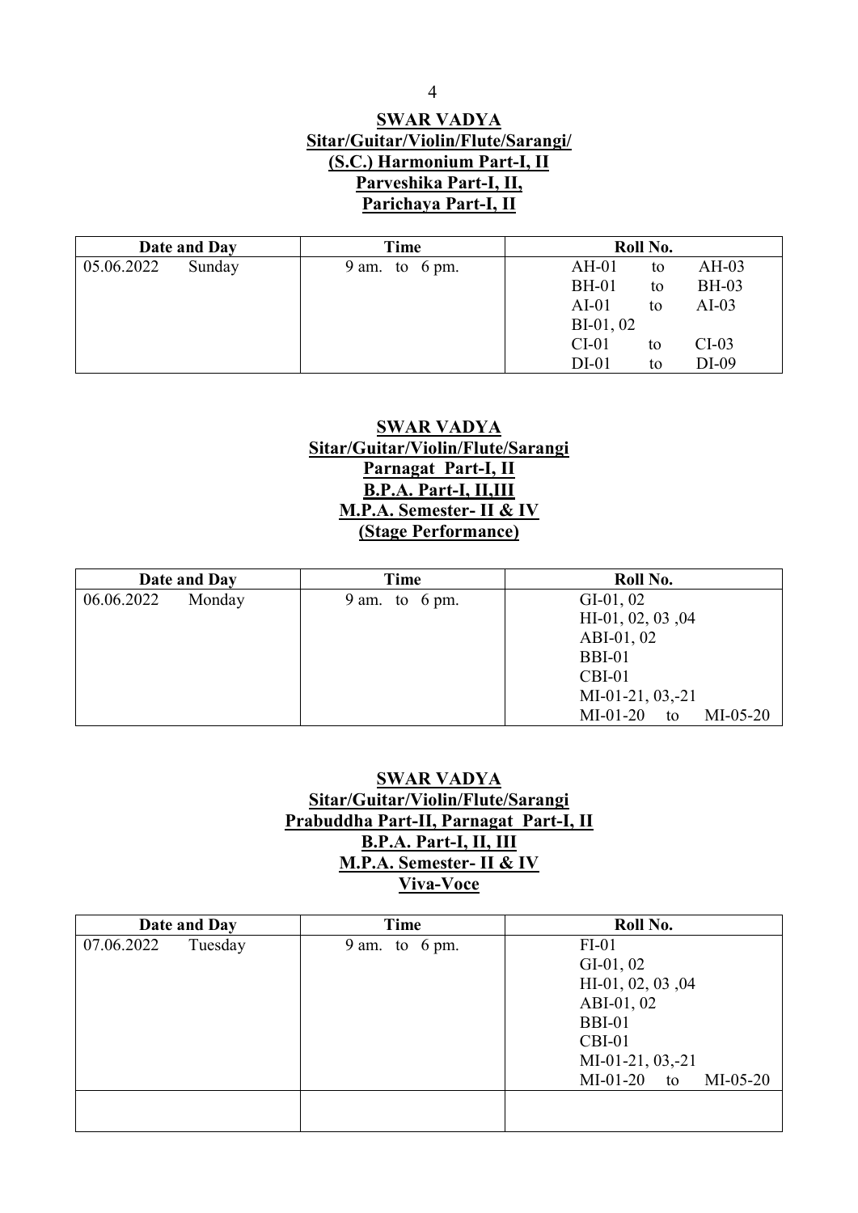## SWAR VADYA
## Sitar/Guitar/Violin/Flute/Sarangi/
## (S.C.) Harmonium Part-I, II
## Parveshika Part-I, II,
## Parichaya Part-I, II

| Date and Day | Time | Roll No. |
|---|---|---|
| 05.06.2022 Sunday | 9 am. to 6 pm. | AH-01 to AH-03<br>BH-01 to BH-03<br>AI-01 to AI-03<br>BI-01, 02<br>CI-01 to CI-03<br>DI-01 to DI-09 |

## SWAR VADYA
## Sitar/Guitar/Violin/Flute/Sarangi
## Parnagat Part-I, II
## B.P.A. Part-I, II,III
## M.P.A. Semester- II & IV
## (Stage Performance)

| Date and Day | Time | Roll No. |
|---|---|---|
| 06.06.2022 Monday | 9 am. to 6 pm. | GI-01, 02<br>HI-01, 02, 03 ,04<br>ABI-01, 02<br>BBI-01<br>CBI-01<br>MI-01-21, 03,-21<br>MI-01-20 to MI-05-20 |

## SWAR VADYA
## Sitar/Guitar/Violin/Flute/Sarangi
## Prabuddha Part-II, Parnagat Part-I, II
## B.P.A. Part-I, II, III
## M.P.A. Semester- II & IV
## Viva-Voce

| Date and Day | Time | Roll No. |
|---|---|---|
| 07.06.2022 Tuesday | 9 am. to 6 pm. | FI-01<br>GI-01, 02<br>HI-01, 02, 03 ,04<br>ABI-01, 02<br>BBI-01<br>CBI-01<br>MI-01-21, 03,-21<br>MI-01-20 to MI-05-20 |
| | | |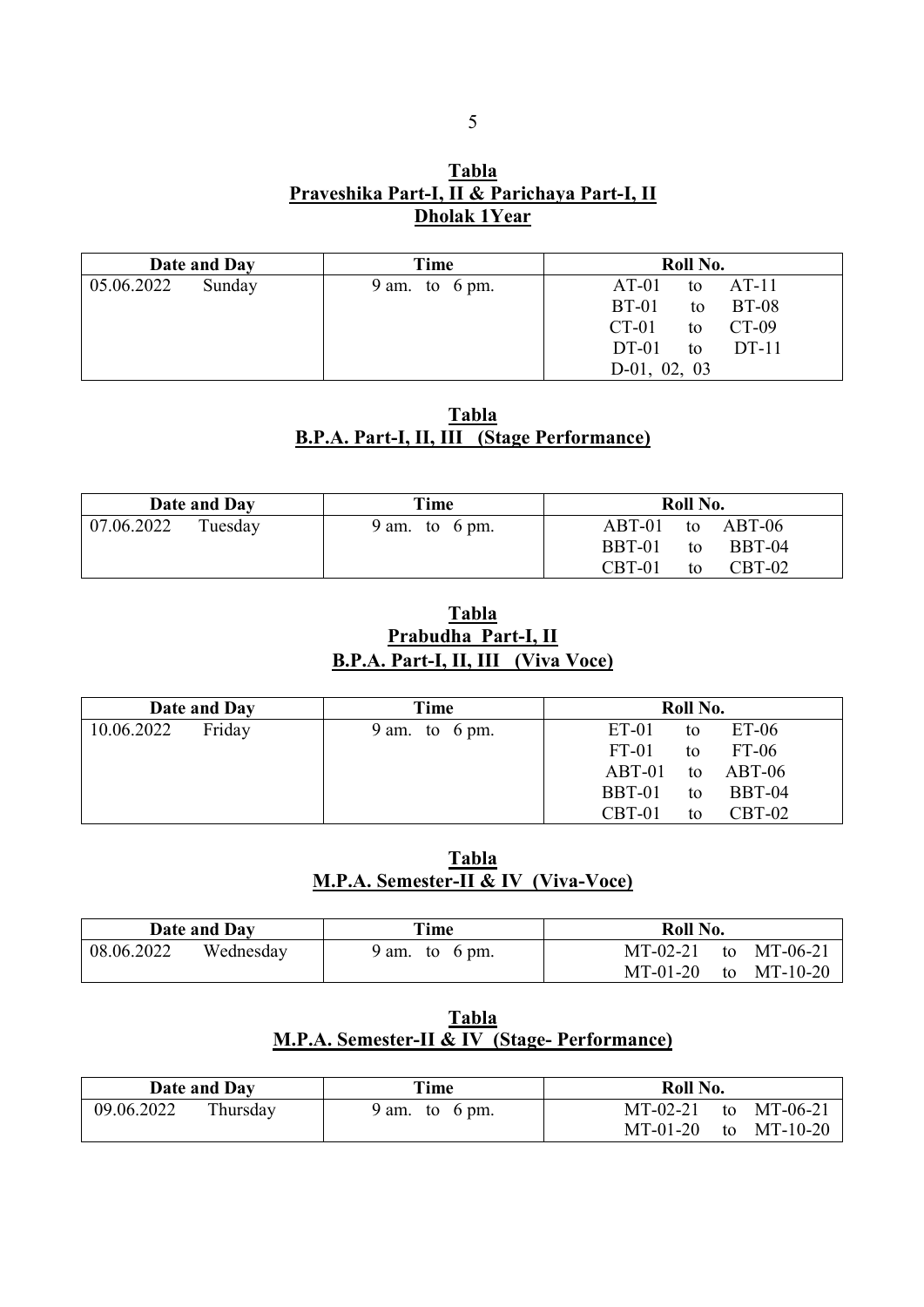## Tabla
## Praveshika Part-I, II & Parichaya Part-I, II
## Dholak 1Year

| Date and Day | Time | Roll No. |
|---|---|---|
| 05.06.2022 Sunday | 9 am. to 6 pm. | AT-01 to AT-11<br>BT-01 to BT-08<br>CT-01 to CT-09<br>DT-01 to DT-11<br>D-01, 02, 03 |

## Tabla
## B.P.A. Part-I, II, III (Stage Performance)

| Date and Day | Time | Roll No. |
|---|---|---|
| 07.06.2022 Tuesday | 9 am. to 6 pm. | ABT-01 to ABT-06<br>BBT-01 to BBT-04<br>CBT-01 to CBT-02 |

## Tabla
## Prabudha Part-I, II
## B.P.A. Part-I, II, III (Viva Voce)

| Date and Day | Time | Roll No. |
|---|---|---|
| 10.06.2022 Friday | 9 am. to 6 pm. | ET-01 to ET-06<br>FT-01 to FT-06<br>ABT-01 to ABT-06<br>BBT-01 to BBT-04<br>CBT-01 to CBT-02 |

## Tabla
## M.P.A. Semester-II & IV (Viva-Voce)

| Date and Day | Time | Roll No. |
|---|---|---|
| 08.06.2022 Wednesday | 9 am. to 6 pm. | MT-02-21 to MT-06-21<br>MT-01-20 to MT-10-20 |

## Tabla
## M.P.A. Semester-II & IV (Stage- Performance)

| Date and Day | Time | Roll No. |
|---|---|---|
| 09.06.2022 Thursday | 9 am. to 6 pm. | MT-02-21 to MT-06-21<br>MT-01-20 to MT-10-20 |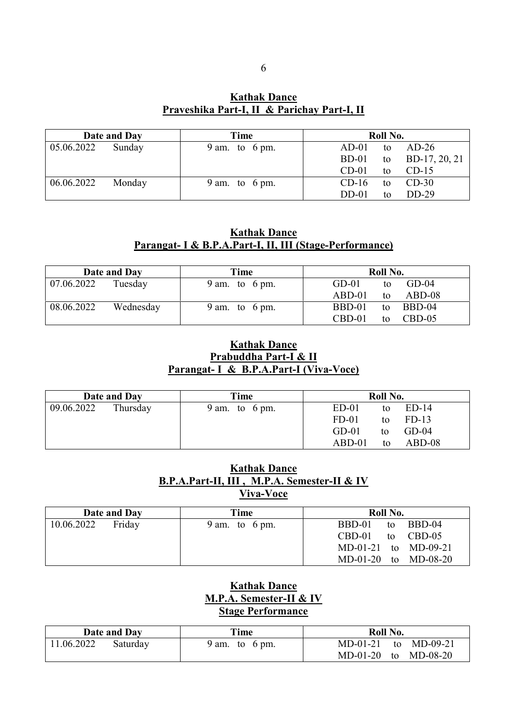## Kathak Dance
## Praveshika Part-I, II & Parichay Part-I, II

| Date and Day | | Time | Roll No. |
|---|---|---|---|
| 05.06.2022 | Sunday | 9 am. to 6 pm. | AD-01 to AD-26<br>BD-01 to BD-17, 20, 21<br>CD-01 to CD-15 |
| 06.06.2022 | Monday | 9 am. to 6 pm. | CD-16 to CD-30<br>DD-01 to DD-29 |

## Kathak Dance
## Parangat- I & B.P.A.Part-I, II, III (Stage-Performance)

| Date and Day | | Time | Roll No. |
|---|---|---|---|
| 07.06.2022 | Tuesday | 9 am. to 6 pm. | GD-01 to GD-04<br>ABD-01 to ABD-08 |
| 08.06.2022 | Wednesday | 9 am. to 6 pm. | BBD-01 to BBD-04<br>CBD-01 to CBD-05 |

## Kathak Dance
## Prabuddha Part-I & II
## Parangat- I & B.P.A.Part-I (Viva-Voce)

| Date and Day | | Time | Roll No. |
|---|---|---|---|
| 09.06.2022 | Thursday | 9 am. to 6 pm. | ED-01 to ED-14<br>FD-01 to FD-13<br>GD-01 to GD-04<br>ABD-01 to ABD-08 |

## Kathak Dance
## B.P.A.Part-II, III , M.P.A. Semester-II & IV
## Viva-Voce

| Date and Day | | Time | Roll No. |
|---|---|---|---|
| 10.06.2022 | Friday | 9 am. to 6 pm. | BBD-01 to BBD-04<br>CBD-01 to CBD-05<br>MD-01-21 to MD-09-21<br>MD-01-20 to MD-08-20 |

## Kathak Dance
## M.P.A. Semester-II & IV
## Stage Performance

| Date and Day | | Time | Roll No. |
|---|---|---|---|
| 11.06.2022 | Saturday | 9 am. to 6 pm. | MD-01-21 to MD-09-21<br>MD-01-20 to MD-08-20 |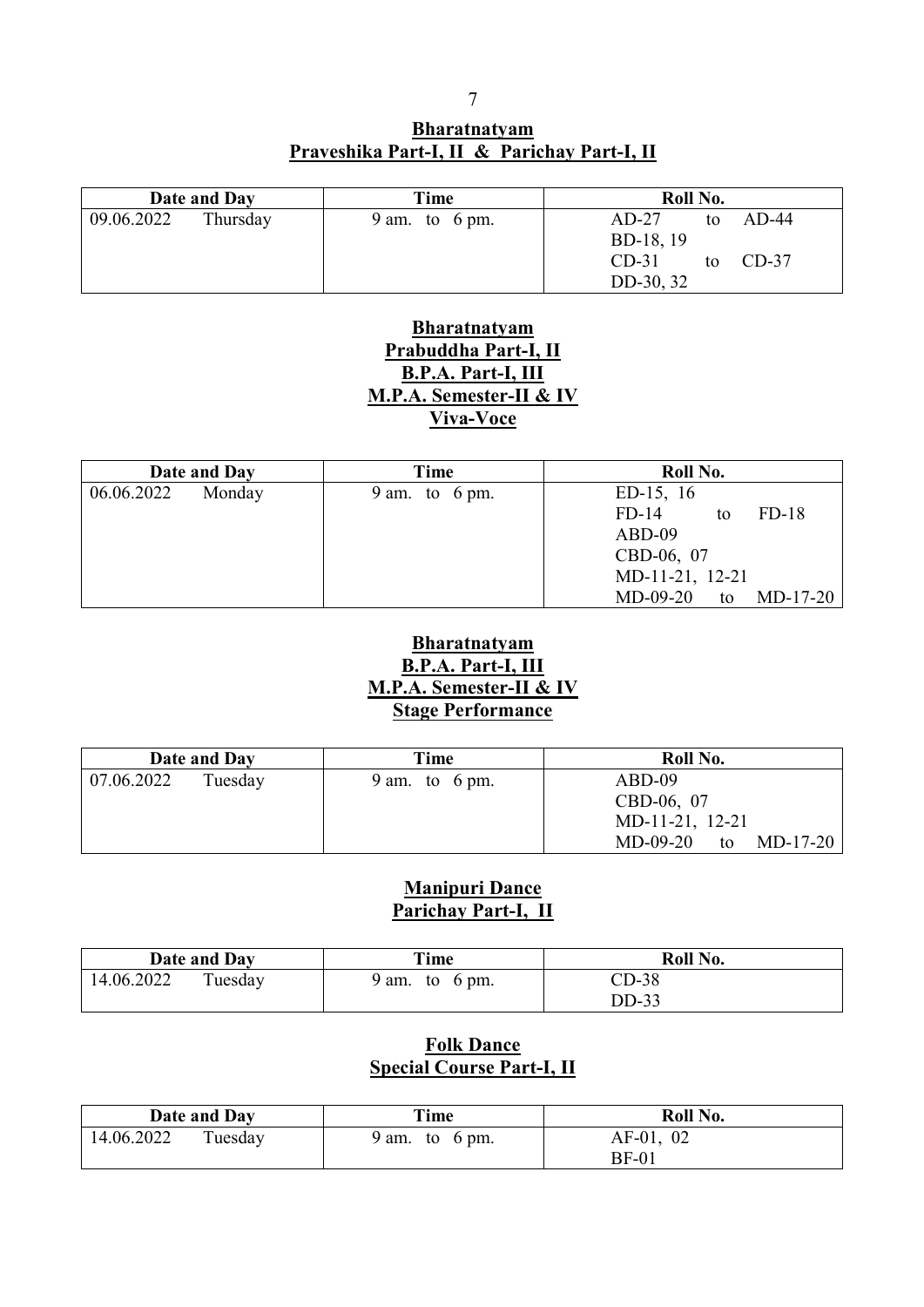## Bharatnatyam
## Praveshika Part-I, II & Parichay Part-I, II

| Date and Day | Time | Roll No. |
|---|---|---|
| 09.06.2022 Thursday | 9 am. to 6 pm. | AD-27 to AD-44<br>BD-18, 19<br>CD-31 to CD-37<br>DD-30, 32 |

## Bharatnatyam
## Prabuddha Part-I, II
## B.P.A. Part-I, III
## M.P.A. Semester-II & IV
## Viva-Voce

| Date and Day | Time | Roll No. |
|---|---|---|
| 06.06.2022 Monday | 9 am. to 6 pm. | ED-15, 16<br>FD-14 to FD-18<br>ABD-09<br>CBD-06, 07<br>MD-11-21, 12-21<br>MD-09-20 to MD-17-20 |

## Bharatnatyam
## B.P.A. Part-I, III
## M.P.A. Semester-II & IV
## Stage Performance

| Date and Day | Time | Roll No. |
|---|---|---|
| 07.06.2022 Tuesday | 9 am. to 6 pm. | ABD-09<br>CBD-06, 07<br>MD-11-21, 12-21<br>MD-09-20 to MD-17-20 |

## Manipuri Dance
## Parichay Part-I, II

| Date and Day | Time | Roll No. |
|---|---|---|
| 14.06.2022 Tuesday | 9 am. to 6 pm. | CD-38<br>DD-33 |

## Folk Dance
## Special Course Part-I, II

| Date and Day | Time | Roll No. |
|---|---|---|
| 14.06.2022 Tuesday | 9 am. to 6 pm. | AF-01, 02<br>BF-01 |